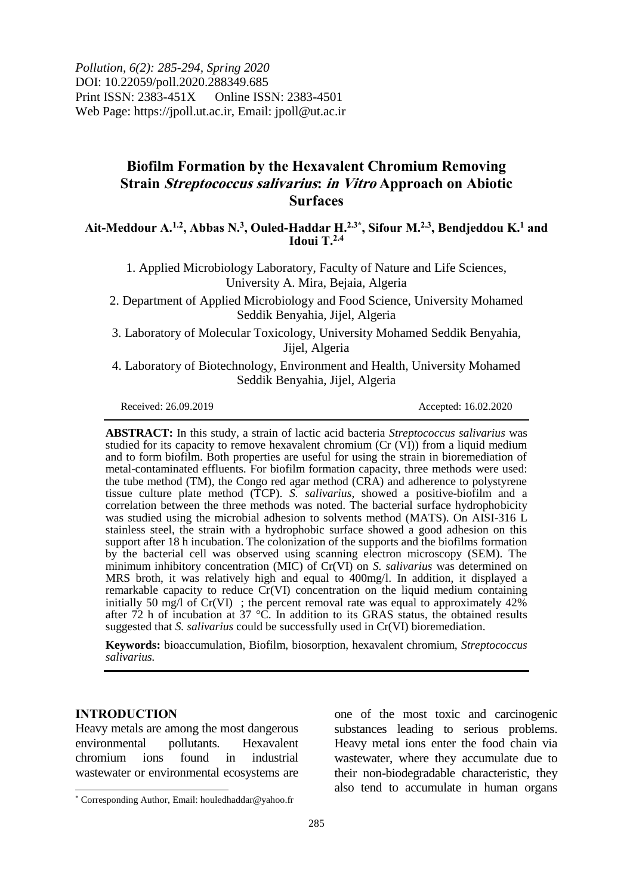*Pollution, 6(2): 285-294, Spring 2020*
DOI: 10.22059/poll.2020.288349.685
Print ISSN: 2383-451X Online ISSN: 2383-4501
Web Page: https://jpoll.ut.ac.ir, Email: jpoll@ut.ac.ir

# Biofilm Formation by the Hexavalent Chromium Removing Strain *Streptococcus salivarius*: *in Vitro* Approach on Abiotic Surfaces

**Ait-Meddour A.[1,2], Abbas N.[3], Ouled-Haddar H.[2,3*], Sifour M.[2,3], Bendjeddou K.[1] and Idoui T.[2,4]**

1. Applied Microbiology Laboratory, Faculty of Nature and Life Sciences, University A. Mira, Bejaia, Algeria
2. Department of Applied Microbiology and Food Science, University Mohamed Seddik Benyahia, Jijel, Algeria
3. Laboratory of Molecular Toxicology, University Mohamed Seddik Benyahia, Jijel, Algeria
4. Laboratory of Biotechnology, Environment and Health, University Mohamed Seddik Benyahia, Jijel, Algeria

Received: 26.09.2019 Accepted: 16.02.2020

**ABSTRACT:** In this study, a strain of lactic acid bacteria *Streptococcus salivarius* was studied for its capacity to remove hexavalent chromium (Cr (VI)) from a liquid medium and to form biofilm. Both properties are useful for using the strain in bioremediation of metal-contaminated effluents. For biofilm formation capacity, three methods were used: the tube method (TM), the Congo red agar method (CRA) and adherence to polystyrene tissue culture plate method (TCP). *S. salivarius*, showed a positive-biofilm and a correlation between the three methods was noted. The bacterial surface hydrophobicity was studied using the microbial adhesion to solvents method (MATS). On AISI-316 L stainless steel, the strain with a hydrophobic surface showed a good adhesion on this support after 18 h incubation. The colonization of the supports and the biofilms formation by the bacterial cell was observed using scanning electron microscopy (SEM). The minimum inhibitory concentration (MIC) of Cr(VI) on *S. salivarius* was determined on MRS broth, it was relatively high and equal to 400mg/l. In addition, it displayed a remarkable capacity to reduce Cr(VI) concentration on the liquid medium containing initially 50 mg/l of Cr(VI) ; the percent removal rate was equal to approximately 42% after 72 h of incubation at 37 °C. In addition to its GRAS status, the obtained results suggested that *S. salivarius* could be successfully used in Cr(VI) bioremediation.

**Keywords:** bioaccumulation, Biofilm, biosorption, hexavalent chromium, *Streptococcus salivarius.*

## INTRODUCTION

Heavy metals are among the most dangerous environmental pollutants. Hexavalent chromium ions found in industrial wastewater or environmental ecosystems are one of the most toxic and carcinogenic substances leading to serious problems. Heavy metal ions enter the food chain via wastewater, where they accumulate due to their non-biodegradable characteristic, they also tend to accumulate in human organs

[*] Corresponding Author, Email: houledhaddar@yahoo.fr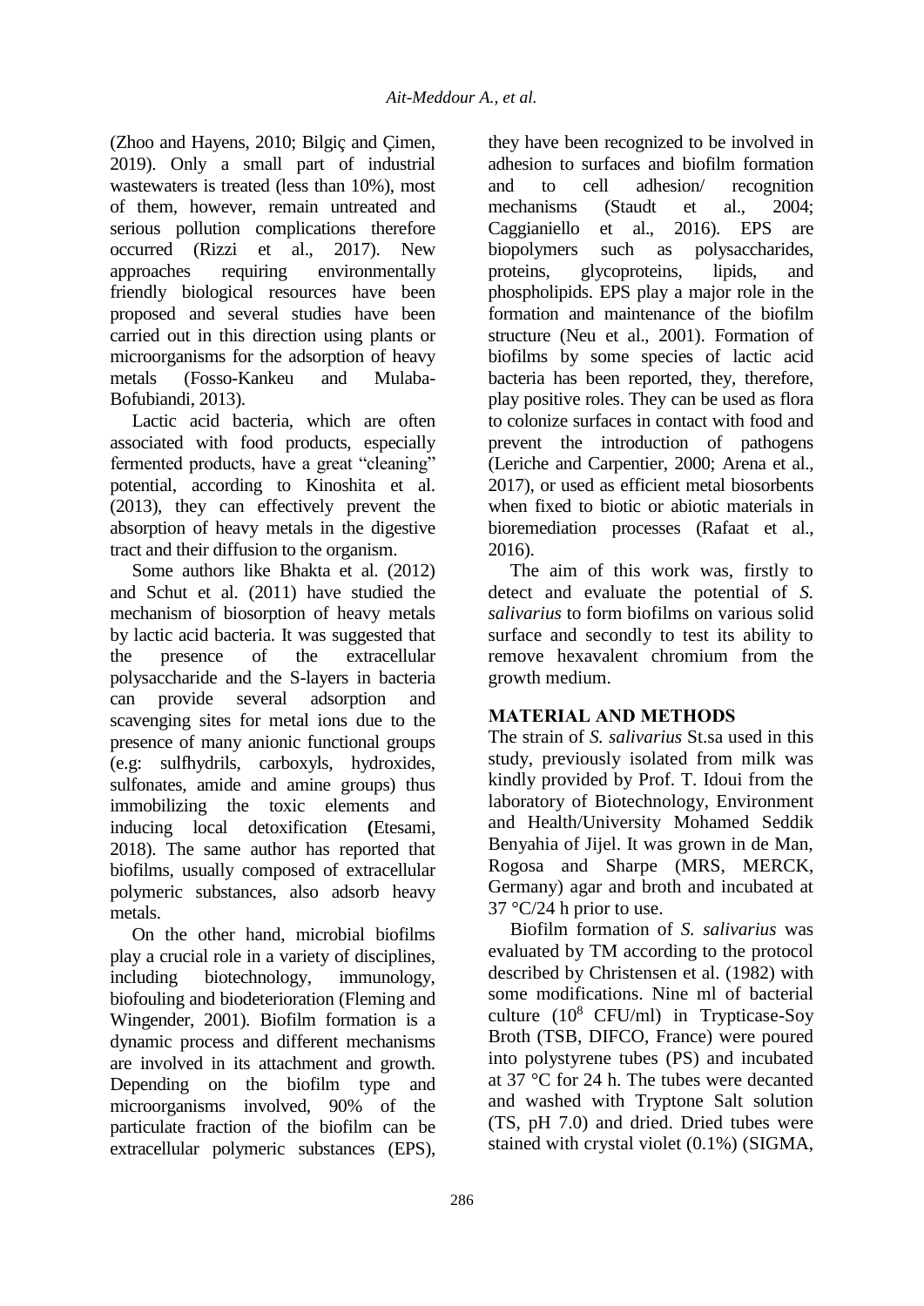(Zhoo and Hayens, 2010; Bilgiç and Çimen, 2019). Only a small part of industrial wastewaters is treated (less than 10%), most of them, however, remain untreated and serious pollution complications therefore occurred (Rizzi et al., 2017). New approaches requiring environmentally friendly biological resources have been proposed and several studies have been carried out in this direction using plants or microorganisms for the adsorption of heavy metals (Fosso-Kankeu and Mulaba-Bofubiandi, 2013).

Lactic acid bacteria, which are often associated with food products, especially fermented products, have a great "cleaning" potential, according to Kinoshita et al. (2013), they can effectively prevent the absorption of heavy metals in the digestive tract and their diffusion to the organism.

Some authors like Bhakta et al. (2012) and Schut et al. (2011) have studied the mechanism of biosorption of heavy metals by lactic acid bacteria. It was suggested that the presence of the extracellular polysaccharide and the S-layers in bacteria can provide several adsorption and scavenging sites for metal ions due to the presence of many anionic functional groups (e.g: sulfhydrils, carboxyls, hydroxides, sulfonates, amide and amine groups) thus immobilizing the toxic elements and inducing local detoxification (Etesami, 2018). The same author has reported that biofilms, usually composed of extracellular polymeric substances, also adsorb heavy metals.

On the other hand, microbial biofilms play a crucial role in a variety of disciplines, including biotechnology, immunology, biofouling and biodeterioration (Fleming and Wingender, 2001). Biofilm formation is a dynamic process and different mechanisms are involved in its attachment and growth. Depending on the biofilm type and microorganisms involved, 90% of the particulate fraction of the biofilm can be extracellular polymeric substances (EPS), they have been recognized to be involved in adhesion to surfaces and biofilm formation and to cell adhesion/ recognition mechanisms (Staudt et al., 2004; Caggianiello et al., 2016). EPS are biopolymers such as polysaccharides, proteins, glycoproteins, lipids, and phospholipids. EPS play a major role in the formation and maintenance of the biofilm structure (Neu et al., 2001). Formation of biofilms by some species of lactic acid bacteria has been reported, they, therefore, play positive roles. They can be used as flora to colonize surfaces in contact with food and prevent the introduction of pathogens (Leriche and Carpentier, 2000; Arena et al., 2017), or used as efficient metal biosorbents when fixed to biotic or abiotic materials in bioremediation processes (Rafaat et al., 2016).

The aim of this work was, firstly to detect and evaluate the potential of *S. salivarius* to form biofilms on various solid surface and secondly to test its ability to remove hexavalent chromium from the growth medium.

## MATERIAL AND METHODS

The strain of *S. salivarius* St.sa used in this study, previously isolated from milk was kindly provided by Prof. T. Idoui from the laboratory of Biotechnology, Environment and Health/University Mohamed Seddik Benyahia of Jijel. It was grown in de Man, Rogosa and Sharpe (MRS, MERCK, Germany) agar and broth and incubated at 37 °C/24 h prior to use.

Biofilm formation of *S. salivarius* was evaluated by TM according to the protocol described by Christensen et al. (1982) with some modifications. Nine ml of bacterial culture ($10^8$ CFU/ml) in Trypticase-Soy Broth (TSB, DIFCO, France) were poured into polystyrene tubes (PS) and incubated at 37 °C for 24 h. The tubes were decanted and washed with Tryptone Salt solution (TS, pH 7.0) and dried. Dried tubes were stained with crystal violet (0.1%) (SIGMA,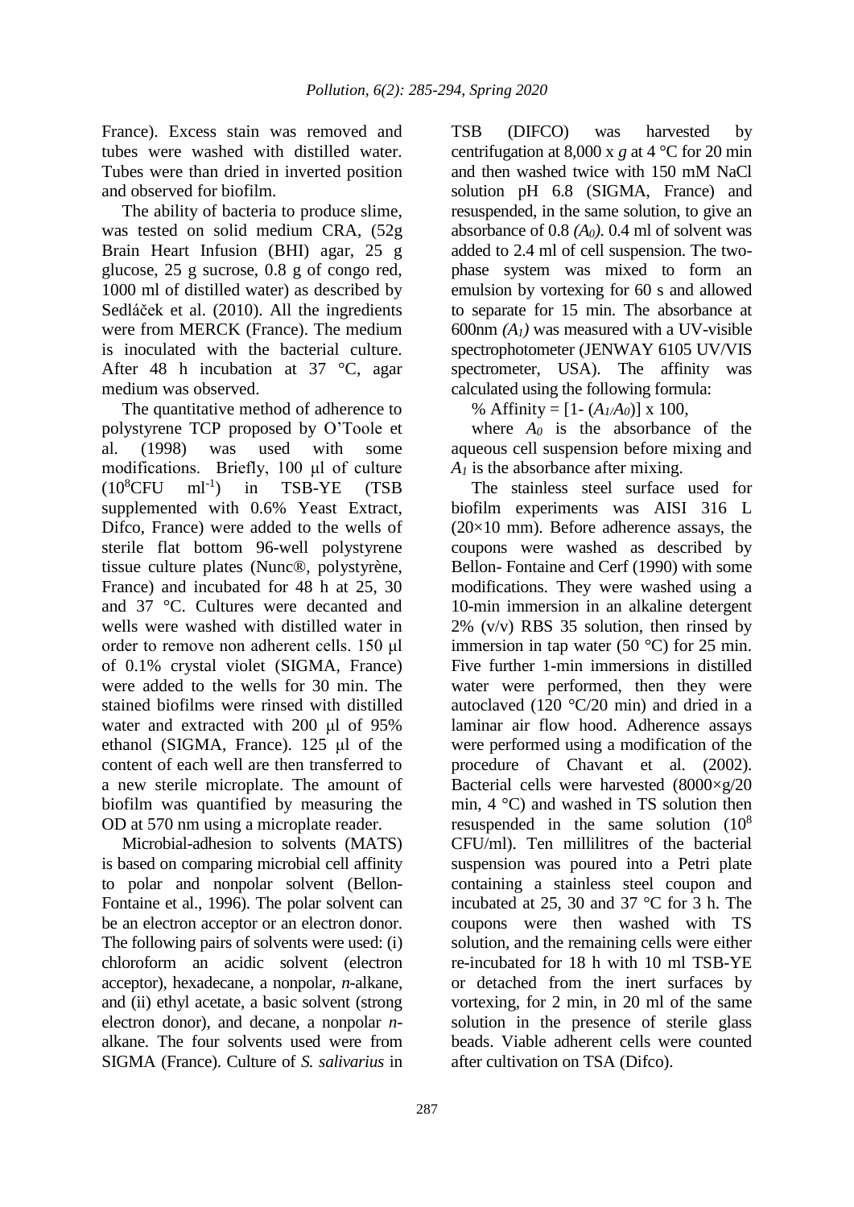France). Excess stain was removed and tubes were washed with distilled water. Tubes were than dried in inverted position and observed for biofilm.

The ability of bacteria to produce slime, was tested on solid medium CRA, (52g Brain Heart Infusion (BHI) agar, 25 g glucose, 25 g sucrose, 0.8 g of congo red, 1000 ml of distilled water) as described by Sedláček et al. (2010). All the ingredients were from MERCK (France). The medium is inoculated with the bacterial culture. After 48 h incubation at 37 °C, agar medium was observed.

The quantitative method of adherence to polystyrene TCP proposed by O'Toole et al. (1998) was used with some modifications. Briefly, 100 μl of culture ($10^8$CFU $ml^{-1}$) in TSB-YE (TSB supplemented with 0.6% Yeast Extract, Difco, France) were added to the wells of sterile flat bottom 96-well polystyrene tissue culture plates (Nunc®, polystyrène, France) and incubated for 48 h at 25, 30 and 37 °C. Cultures were decanted and wells were washed with distilled water in order to remove non adherent cells. 150 μl of 0.1% crystal violet (SIGMA, France) were added to the wells for 30 min. The stained biofilms were rinsed with distilled water and extracted with 200 μl of 95% ethanol (SIGMA, France). 125 μl of the content of each well are then transferred to a new sterile microplate. The amount of biofilm was quantified by measuring the OD at 570 nm using a microplate reader.

Microbial-adhesion to solvents (MATS) is based on comparing microbial cell affinity to polar and nonpolar solvent (Bellon-Fontaine et al., 1996). The polar solvent can be an electron acceptor or an electron donor. The following pairs of solvents were used: (i) chloroform an acidic solvent (electron acceptor), hexadecane, a nonpolar, *n*-alkane, and (ii) ethyl acetate, a basic solvent (strong electron donor), and decane, a nonpolar *n*-alkane. The four solvents used were from SIGMA (France). Culture of *S. salivarius* in TSB (DIFCO) was harvested by centrifugation at 8,000 x *g* at 4 °C for 20 min and then washed twice with 150 mM NaCl solution pH 6.8 (SIGMA, France) and resuspended, in the same solution, to give an absorbance of 0.8 ($A_0$). 0.4 ml of solvent was added to 2.4 ml of cell suspension. The two-phase system was mixed to form an emulsion by vortexing for 60 s and allowed to separate for 15 min. The absorbance at 600nm ($A_1$) was measured with a UV-visible spectrophotometer (JENWAY 6105 UV/VIS spectrometer, USA). The affinity was calculated using the following formula:

$$\% \text{ Affinity} = [1- (A_1/A_0)] \times 100,$$

where $A_0$ is the absorbance of the aqueous cell suspension before mixing and $A_1$ is the absorbance after mixing.

The stainless steel surface used for biofilm experiments was AISI 316 L (20×10 mm). Before adherence assays, the coupons were washed as described by Bellon- Fontaine and Cerf (1990) with some modifications. They were washed using a 10-min immersion in an alkaline detergent 2% (v/v) RBS 35 solution, then rinsed by immersion in tap water (50 °C) for 25 min. Five further 1-min immersions in distilled water were performed, then they were autoclaved (120 °C/20 min) and dried in a laminar air flow hood. Adherence assays were performed using a modification of the procedure of Chavant et al. (2002). Bacterial cells were harvested (8000×g/20 min, 4 °C) and washed in TS solution then resuspended in the same solution ($10^8$ CFU/ml). Ten millilitres of the bacterial suspension was poured into a Petri plate containing a stainless steel coupon and incubated at 25, 30 and 37 °C for 3 h. The coupons were then washed with TS solution, and the remaining cells were either re-incubated for 18 h with 10 ml TSB-YE or detached from the inert surfaces by vortexing, for 2 min, in 20 ml of the same solution in the presence of sterile glass beads. Viable adherent cells were counted after cultivation on TSA (Difco).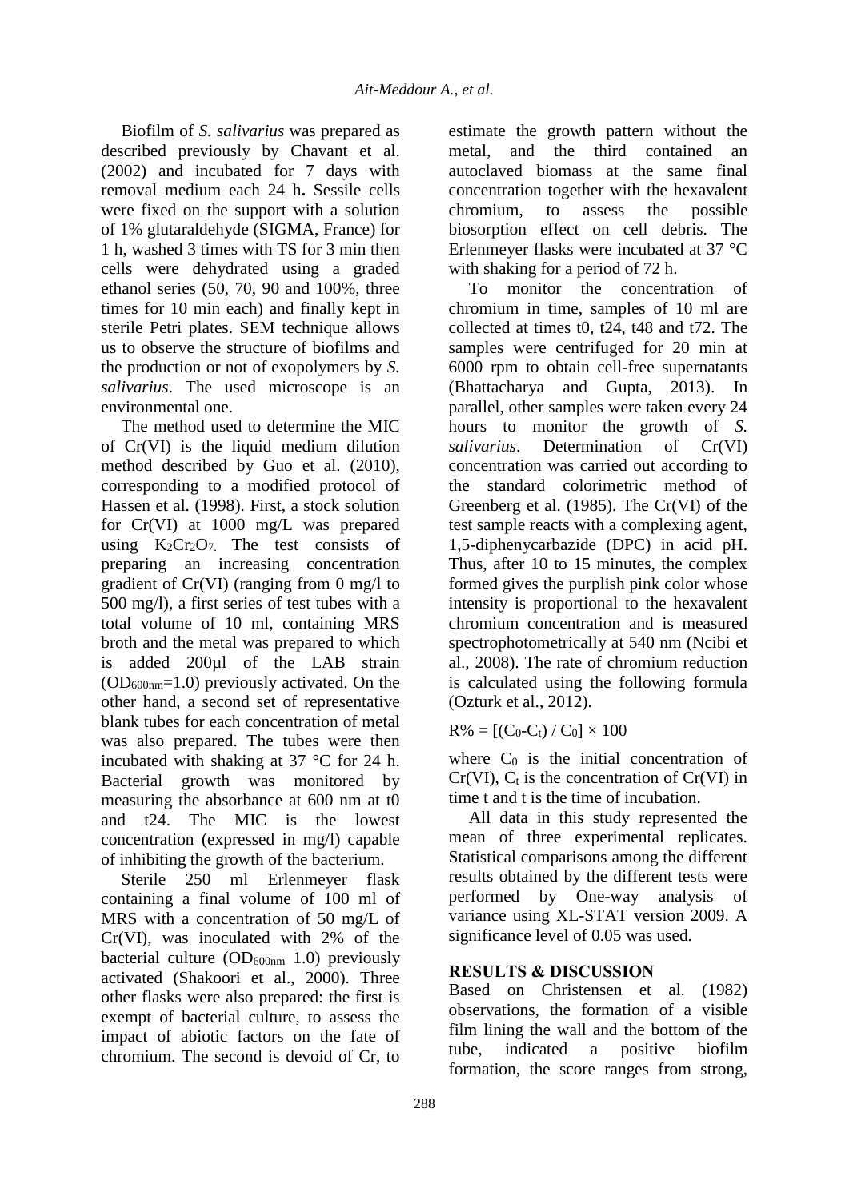Biofilm of *S. salivarius* was prepared as described previously by Chavant et al. (2002) and incubated for 7 days with removal medium each 24 h**.** Sessile cells were fixed on the support with a solution of 1% glutaraldehyde (SIGMA, France) for 1 h, washed 3 times with TS for 3 min then cells were dehydrated using a graded ethanol series (50, 70, 90 and 100%, three times for 10 min each) and finally kept in sterile Petri plates. SEM technique allows us to observe the structure of biofilms and the production or not of exopolymers by *S. salivarius*. The used microscope is an environmental one.

The method used to determine the MIC of Cr(VI) is the liquid medium dilution method described by Guo et al. (2010), corresponding to a modified protocol of Hassen et al. (1998). First, a stock solution for Cr(VI) at 1000 mg/L was prepared using $K_2Cr_2O_7$. The test consists of preparing an increasing concentration gradient of Cr(VI) (ranging from 0 mg/l to 500 mg/l), a first series of test tubes with a total volume of 10 ml, containing MRS broth and the metal was prepared to which is added 200µl of the LAB strain ($OD_{600nm}$=1.0) previously activated. On the other hand, a second set of representative blank tubes for each concentration of metal was also prepared. The tubes were then incubated with shaking at 37 °C for 24 h. Bacterial growth was monitored by measuring the absorbance at 600 nm at t0 and t24. The MIC is the lowest concentration (expressed in mg/l) capable of inhibiting the growth of the bacterium.

Sterile 250 ml Erlenmeyer flask containing a final volume of 100 ml of MRS with a concentration of 50 mg/L of Cr(VI), was inoculated with 2% of the bacterial culture ($OD_{600nm}$ 1.0) previously activated (Shakoori et al., 2000). Three other flasks were also prepared: the first is exempt of bacterial culture, to assess the impact of abiotic factors on the fate of chromium. The second is devoid of Cr, to estimate the growth pattern without the metal, and the third contained an autoclaved biomass at the same final concentration together with the hexavalent chromium, to assess the possible biosorption effect on cell debris. The Erlenmeyer flasks were incubated at 37 °C with shaking for a period of 72 h.

To monitor the concentration of chromium in time, samples of 10 ml are collected at times t0, t24, t48 and t72. The samples were centrifuged for 20 min at 6000 rpm to obtain cell-free supernatants (Bhattacharya and Gupta, 2013). In parallel, other samples were taken every 24 hours to monitor the growth of *S. salivarius*. Determination of Cr(VI) concentration was carried out according to the standard colorimetric method of Greenberg et al. (1985). The Cr(VI) of the test sample reacts with a complexing agent, 1,5-diphenycarbazide (DPC) in acid pH. Thus, after 10 to 15 minutes, the complex formed gives the purplish pink color whose intensity is proportional to the hexavalent chromium concentration and is measured spectrophotometrically at 540 nm (Ncibi et al., 2008). The rate of chromium reduction is calculated using the following formula (Ozturk et al., 2012).

$$R\% = [(C_0 - C_t) / C_0] \times 100$$

where $C_0$ is the initial concentration of Cr(VI), $C_t$ is the concentration of Cr(VI) in time t and t is the time of incubation.

All data in this study represented the mean of three experimental replicates. Statistical comparisons among the different results obtained by the different tests were performed by One-way analysis of variance using XL-STAT version 2009. A significance level of 0.05 was used.

## RESULTS & DISCUSSION

Based on Christensen et al. (1982) observations, the formation of a visible film lining the wall and the bottom of the tube, indicated a positive biofilm formation, the score ranges from strong,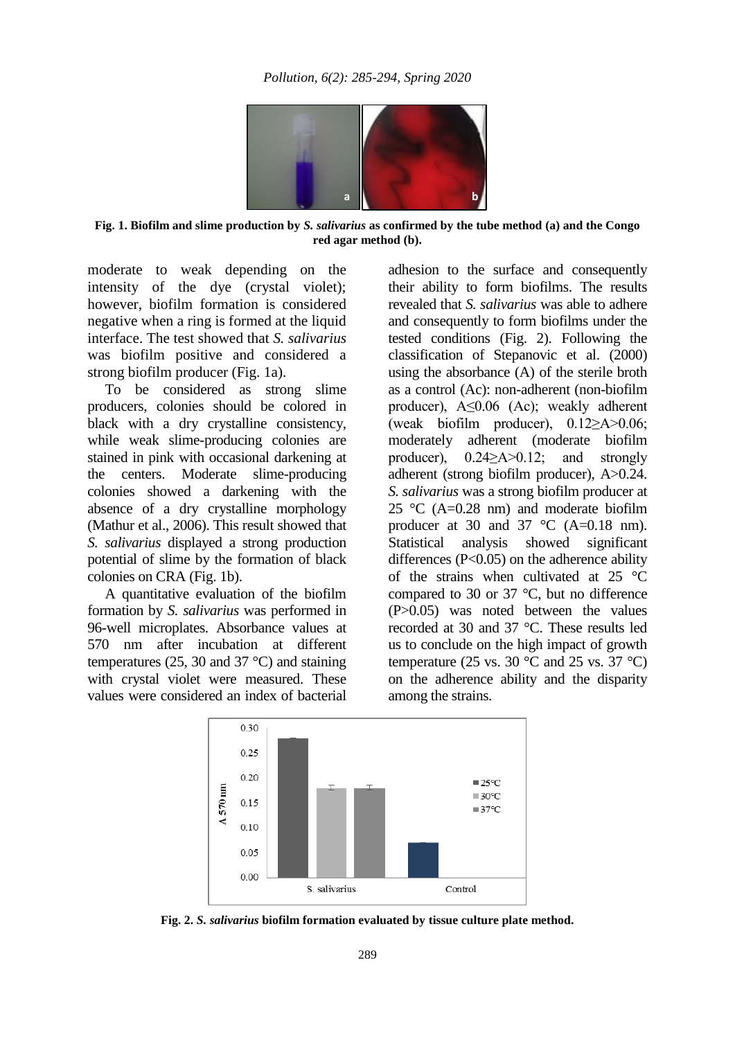Fig. 1. Biofilm and slime production by *S. salivarius* as confirmed by the tube method (a) and the Congo red agar method (b).

moderate to weak depending on the intensity of the dye (crystal violet); however, biofilm formation is considered negative when a ring is formed at the liquid interface. The test showed that *S. salivarius* was biofilm positive and considered a strong biofilm producer (Fig. 1a).

To be considered as strong slime producers, colonies should be colored in black with a dry crystalline consistency, while weak slime-producing colonies are stained in pink with occasional darkening at the centers. Moderate slime-producing colonies showed a darkening with the absence of a dry crystalline morphology (Mathur et al., 2006). This result showed that *S. salivarius* displayed a strong production potential of slime by the formation of black colonies on CRA (Fig. 1b).

A quantitative evaluation of the biofilm formation by *S. salivarius* was performed in 96-well microplates. Absorbance values at 570 nm after incubation at different temperatures (25, 30 and 37 °C) and staining with crystal violet were measured. These values were considered an index of bacterial adhesion to the surface and consequently their ability to form biofilms. The results revealed that *S. salivarius* was able to adhere and consequently to form biofilms under the tested conditions (Fig. 2). Following the classification of Stepanovic et al. (2000) using the absorbance (A) of the sterile broth as a control (Ac): non-adherent (non-biofilm producer), $A \leq 0.06$ (Ac); weakly adherent (weak biofilm producer), $0.12 \geq A > 0.06$; moderately adherent (moderate biofilm producer), $0.24 \geq A > 0.12$; and strongly adherent (strong biofilm producer), $A > 0.24$. *S. salivarius* was a strong biofilm producer at 25 °C (A=0.28 nm) and moderate biofilm producer at 30 and 37 °C (A=0.18 nm). Statistical analysis showed significant differences ($P<0.05$) on the adherence ability of the strains when cultivated at 25 °C compared to 30 or 37 °C, but no difference ($P>0.05$) was noted between the values recorded at 30 and 37 °C. These results led us to conclude on the high impact of growth temperature (25 vs. 30 °C and 25 vs. 37 °C) on the adherence ability and the disparity among the strains.

Fig. 2. *S. salivarius* biofilm formation evaluated by tissue culture plate method.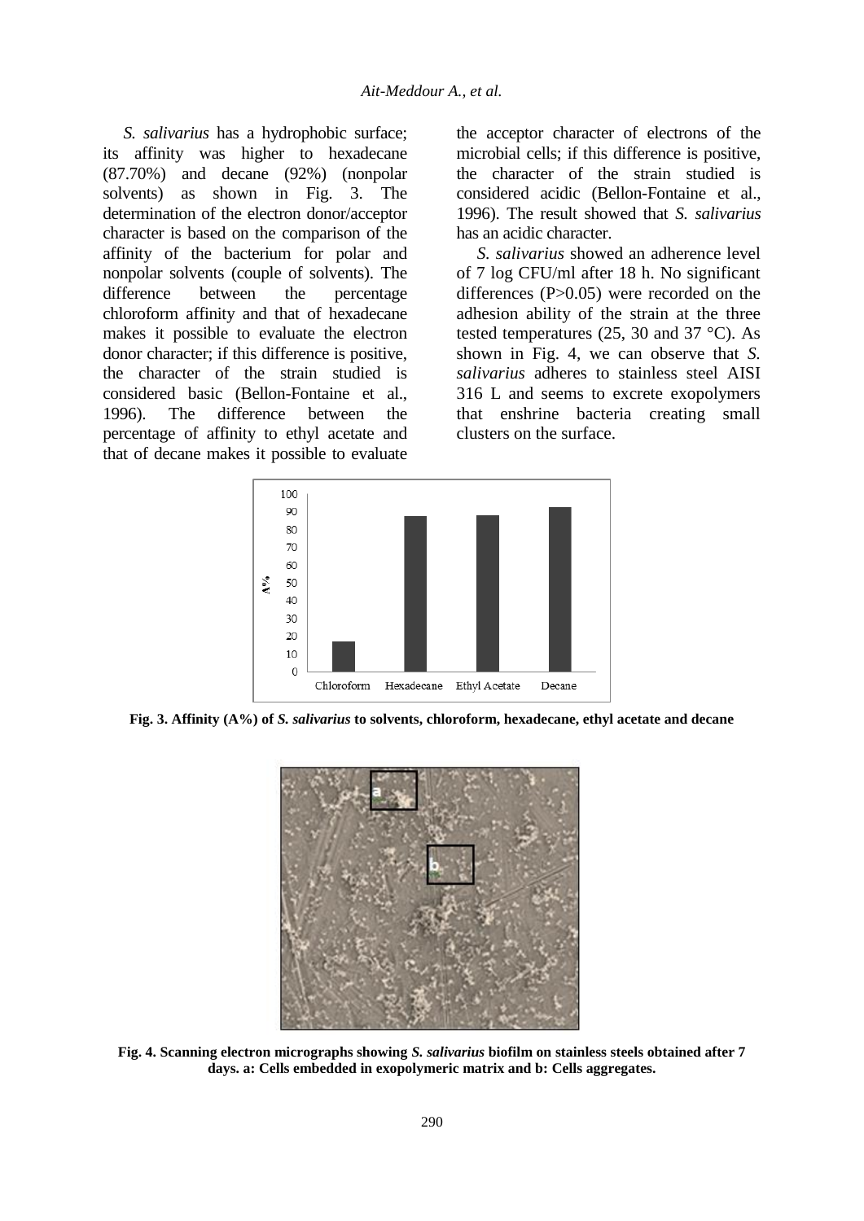*S. salivarius* has a hydrophobic surface; its affinity was higher to hexadecane (87.70%) and decane (92%) (nonpolar solvents) as shown in Fig. 3. The determination of the electron donor/acceptor character is based on the comparison of the affinity of the bacterium for polar and nonpolar solvents (couple of solvents). The difference between the percentage chloroform affinity and that of hexadecane makes it possible to evaluate the electron donor character; if this difference is positive, the character of the strain studied is considered basic (Bellon-Fontaine et al., 1996). The difference between the percentage of affinity to ethyl acetate and that of decane makes it possible to evaluate the acceptor character of electrons of the microbial cells; if this difference is positive, the character of the strain studied is considered acidic (Bellon-Fontaine et al., 1996). The result showed that *S. salivarius* has an acidic character.

*S. salivarius* showed an adherence level of 7 log CFU/ml after 18 h. No significant differences (P>0.05) were recorded on the adhesion ability of the strain at the three tested temperatures (25, 30 and 37 °C). As shown in Fig. 4, we can observe that *S. salivarius* adheres to stainless steel AISI 316 L and seems to excrete exopolymers that enshrine bacteria creating small clusters on the surface.

**Fig. 3. Affinity (A%) of *S. salivarius* to solvents, chloroform, hexadecane, ethyl acetate and decane**

**Fig. 4. Scanning electron micrographs showing *S. salivarius* biofilm on stainless steels obtained after 7 days. a: Cells embedded in exopolymeric matrix and b: Cells aggregates.**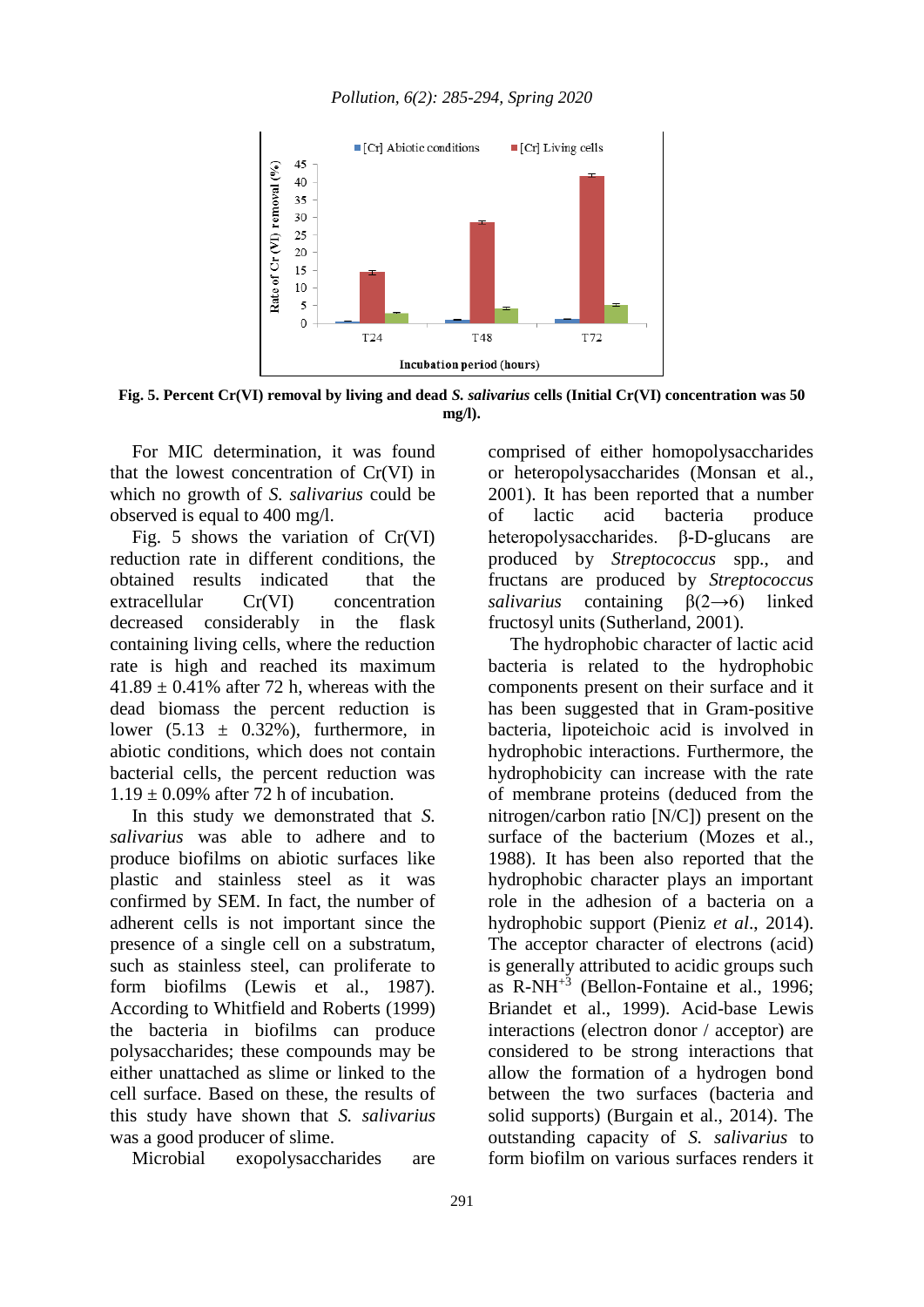Fig. 5. Percent Cr(VI) removal by living and dead *S. salivarius* cells (Initial Cr(VI) concentration was 50 mg/l).

For MIC determination, it was found that the lowest concentration of Cr(VI) in which no growth of *S. salivarius* could be observed is equal to 400 mg/l.

Fig. 5 shows the variation of Cr(VI) reduction rate in different conditions, the obtained results indicated that the extracellular Cr(VI) concentration decreased considerably in the flask containing living cells, where the reduction rate is high and reached its maximum 41.89 ± 0.41% after 72 h, whereas with the dead biomass the percent reduction is lower (5.13 ± 0.32%), furthermore, in abiotic conditions, which does not contain bacterial cells, the percent reduction was 1.19 ± 0.09% after 72 h of incubation.

In this study we demonstrated that *S. salivarius* was able to adhere and to produce biofilms on abiotic surfaces like plastic and stainless steel as it was confirmed by SEM. In fact, the number of adherent cells is not important since the presence of a single cell on a substratum, such as stainless steel, can proliferate to form biofilms (Lewis et al., 1987). According to Whitfield and Roberts (1999) the bacteria in biofilms can produce polysaccharides; these compounds may be either unattached as slime or linked to the cell surface. Based on these, the results of this study have shown that *S. salivarius* was a good producer of slime.

Microbial exopolysaccharides are comprised of either homopolysaccharides or heteropolysaccharides (Monsan et al., 2001). It has been reported that a number of lactic acid bacteria produce heteropolysaccharides. β-D-glucans are produced by *Streptococcus* spp., and fructans are produced by *Streptococcus salivarius* containing β(2→6) linked fructosyl units (Sutherland, 2001).

The hydrophobic character of lactic acid bacteria is related to the hydrophobic components present on their surface and it has been suggested that in Gram-positive bacteria, lipoteichoic acid is involved in hydrophobic interactions. Furthermore, the hydrophobicity can increase with the rate of membrane proteins (deduced from the nitrogen/carbon ratio [N/C]) present on the surface of the bacterium (Mozes et al., 1988). It has been also reported that the hydrophobic character plays an important role in the adhesion of a bacteria on a hydrophobic support (Pieniz *et al*., 2014). The acceptor character of electrons (acid) is generally attributed to acidic groups such as $R\text{-}NH^{+3}$ (Bellon-Fontaine et al., 1996; Briandet et al., 1999). Acid-base Lewis interactions (electron donor / acceptor) are considered to be strong interactions that allow the formation of a hydrogen bond between the two surfaces (bacteria and solid supports) (Burgain et al., 2014). The outstanding capacity of *S. salivarius* to form biofilm on various surfaces renders it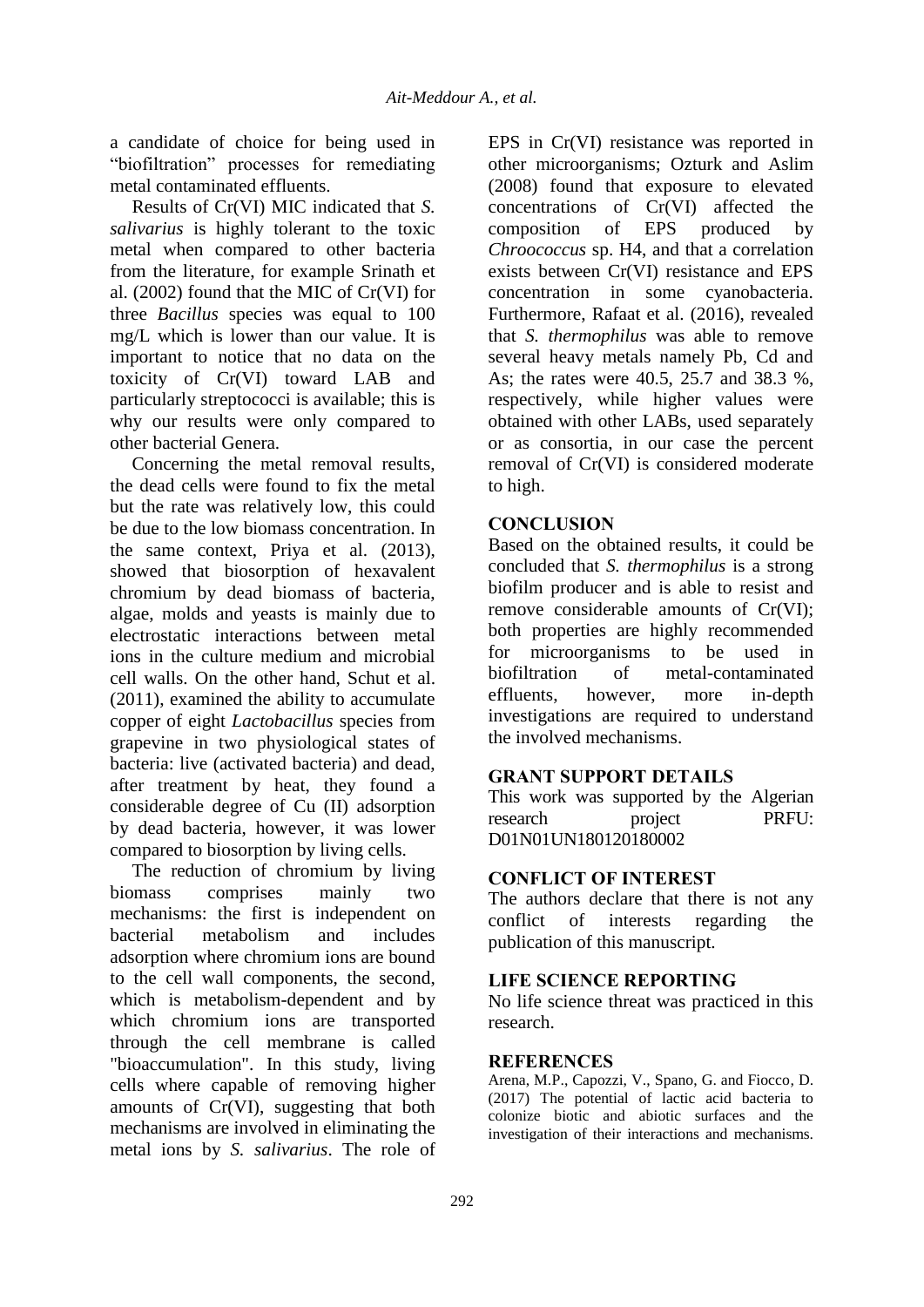a candidate of choice for being used in "biofiltration" processes for remediating metal contaminated effluents.

Results of Cr(VI) MIC indicated that *S. salivarius* is highly tolerant to the toxic metal when compared to other bacteria from the literature, for example Srinath et al. (2002) found that the MIC of Cr(VI) for three *Bacillus* species was equal to 100 mg/L which is lower than our value. It is important to notice that no data on the toxicity of Cr(VI) toward LAB and particularly streptococci is available; this is why our results were only compared to other bacterial Genera.

Concerning the metal removal results, the dead cells were found to fix the metal but the rate was relatively low, this could be due to the low biomass concentration. In the same context, Priya et al. (2013), showed that biosorption of hexavalent chromium by dead biomass of bacteria, algae, molds and yeasts is mainly due to electrostatic interactions between metal ions in the culture medium and microbial cell walls. On the other hand, Schut et al. (2011), examined the ability to accumulate copper of eight *Lactobacillus* species from grapevine in two physiological states of bacteria: live (activated bacteria) and dead, after treatment by heat, they found a considerable degree of Cu (II) adsorption by dead bacteria, however, it was lower compared to biosorption by living cells.

The reduction of chromium by living biomass comprises mainly two mechanisms: the first is independent on bacterial metabolism and includes adsorption where chromium ions are bound to the cell wall components, the second, which is metabolism-dependent and by which chromium ions are transported through the cell membrane is called "bioaccumulation". In this study, living cells where capable of removing higher amounts of Cr(VI), suggesting that both mechanisms are involved in eliminating the metal ions by *S. salivarius*. The role of EPS in Cr(VI) resistance was reported in other microorganisms; Ozturk and Aslim (2008) found that exposure to elevated concentrations of Cr(VI) affected the composition of EPS produced by *Chroococcus* sp. H4, and that a correlation exists between Cr(VI) resistance and EPS concentration in some cyanobacteria. Furthermore, Rafaat et al. (2016), revealed that *S. thermophilus* was able to remove several heavy metals namely Pb, Cd and As; the rates were 40.5, 25.7 and 38.3 %, respectively, while higher values were obtained with other LABs, used separately or as consortia, in our case the percent removal of Cr(VI) is considered moderate to high.

## CONCLUSION

Based on the obtained results, it could be concluded that *S. thermophilus* is a strong biofilm producer and is able to resist and remove considerable amounts of Cr(VI); both properties are highly recommended for microorganisms to be used in biofiltration of metal-contaminated effluents, however, more in-depth investigations are required to understand the involved mechanisms.

## GRANT SUPPORT DETAILS

This work was supported by the Algerian research project PRFU: D01N01UN180120180002

## CONFLICT OF INTEREST

The authors declare that there is not any conflict of interests regarding the publication of this manuscript.

## LIFE SCIENCE REPORTING

No life science threat was practiced in this research.

## REFERENCES

Arena, M.P., Capozzi, V., Spano, G. and Fiocco, D. (2017) The potential of lactic acid bacteria to colonize biotic and abiotic surfaces and the investigation of their interactions and mechanisms.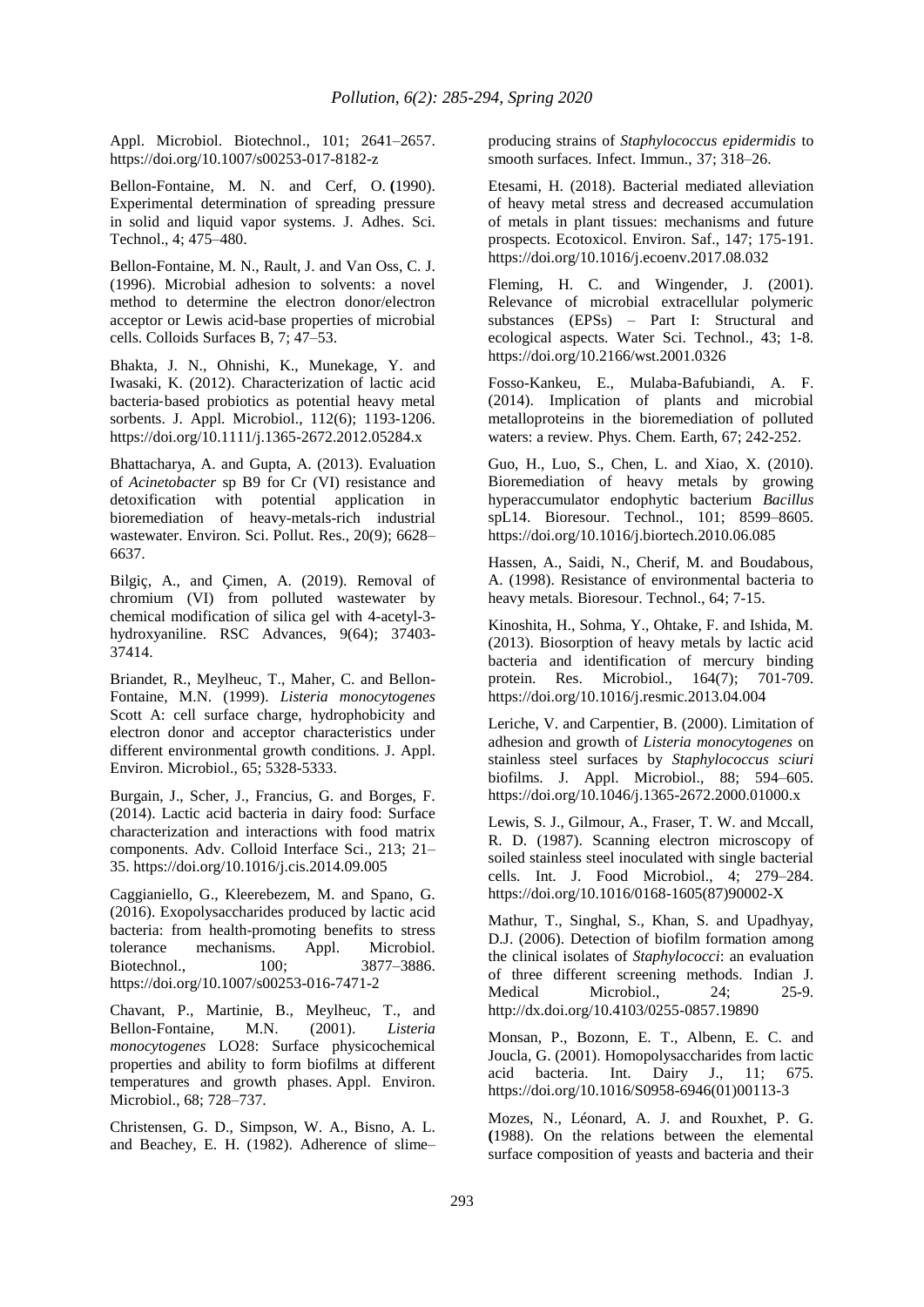Appl. Microbiol. Biotechnol., 101; 2641–2657. https://doi.org/10.1007/s00253-017-8182-z

Bellon-Fontaine, M. N. and Cerf, O. (1990). Experimental determination of spreading pressure in solid and liquid vapor systems. J. Adhes. Sci. Technol., 4; 475–480.

Bellon-Fontaine, M. N., Rault, J. and Van Oss, C. J. (1996). Microbial adhesion to solvents: a novel method to determine the electron donor/electron acceptor or Lewis acid-base properties of microbial cells. Colloids Surfaces B, 7; 47–53.

Bhakta, J. N., Ohnishi, K., Munekage, Y. and Iwasaki, K. (2012). Characterization of lactic acid bacteria‐based probiotics as potential heavy metal sorbents. J. Appl. Microbiol., 112(6); 1193-1206. https://doi.org/10.1111/j.1365-2672.2012.05284.x

Bhattacharya, A. and Gupta, A. (2013). Evaluation of *Acinetobacter* sp B9 for Cr (VI) resistance and detoxification with potential application in bioremediation of heavy-metals-rich industrial wastewater. Environ. Sci. Pollut. Res., 20(9); 6628–6637.

Bilgiç, A., and Çimen, A. (2019). Removal of chromium (VI) from polluted wastewater by chemical modification of silica gel with 4-acetyl-3-hydroxyaniline. RSC Advances, 9(64); 37403-37414.

Briandet, R., Meylheuc, T., Maher, C. and Bellon-Fontaine, M.N. (1999). *Listeria monocytogenes* Scott A: cell surface charge, hydrophobicity and electron donor and acceptor characteristics under different environmental growth conditions. J. Appl. Environ. Microbiol., 65; 5328-5333.

Burgain, J., Scher, J., Francius, G. and Borges, F. (2014). Lactic acid bacteria in dairy food: Surface characterization and interactions with food matrix components. Adv. Colloid Interface Sci., 213; 21–35. https://doi.org/10.1016/j.cis.2014.09.005

Caggianiello, G., Kleerebezem, M. and Spano, G. (2016). Exopolysaccharides produced by lactic acid bacteria: from health-promoting benefits to stress tolerance mechanisms. Appl. Microbiol. Biotechnol., 100; 3877–3886. https://doi.org/10.1007/s00253-016-7471-2

Chavant, P., Martinie, B., Meylheuc, T., and Bellon-Fontaine, M.N. (2001). *Listeria monocytogenes* LO28: Surface physicochemical properties and ability to form biofilms at different temperatures and growth phases. Appl. Environ. Microbiol., 68; 728–737.

Christensen, G. D., Simpson, W. A., Bisno, A. L. and Beachey, E. H. (1982). Adherence of slime–producing strains of *Staphylococcus epidermidis* to smooth surfaces. Infect. Immun., 37; 318–26.

Etesami, H. (2018). Bacterial mediated alleviation of heavy metal stress and decreased accumulation of metals in plant tissues: mechanisms and future prospects. Ecotoxicol. Environ. Saf., 147; 175-191. https://doi.org/10.1016/j.ecoenv.2017.08.032

Fleming, H. C. and Wingender, J. (2001). Relevance of microbial extracellular polymeric substances (EPSs) – Part I: Structural and ecological aspects. Water Sci. Technol., 43; 1-8. https://doi.org/10.2166/wst.2001.0326

Fosso-Kankeu, E., Mulaba-Bafubiandi, A. F. (2014). Implication of plants and microbial metalloproteins in the bioremediation of polluted waters: a review. Phys. Chem. Earth, 67; 242-252.

Guo, H., Luo, S., Chen, L. and Xiao, X. (2010). Bioremediation of heavy metals by growing hyperaccumulator endophytic bacterium *Bacillus* spL14. Bioresour. Technol., 101; 8599–8605. https://doi.org/10.1016/j.biortech.2010.06.085

Hassen, A., Saidi, N., Cherif, M. and Boudabous, A. (1998). Resistance of environmental bacteria to heavy metals. Bioresour. Technol., 64; 7-15.

Kinoshita, H., Sohma, Y., Ohtake, F. and Ishida, M. (2013). Biosorption of heavy metals by lactic acid bacteria and identification of mercury binding protein. Res. Microbiol., 164(7); 701-709. https://doi.org/10.1016/j.resmic.2013.04.004

Leriche, V. and Carpentier, B. (2000). Limitation of adhesion and growth of *Listeria monocytogenes* on stainless steel surfaces by *Staphylococcus sciuri* biofilms. J. Appl. Microbiol., 88; 594–605. https://doi.org/10.1046/j.1365-2672.2000.01000.x

Lewis, S. J., Gilmour, A., Fraser, T. W. and Mccall, R. D. (1987). Scanning electron microscopy of soiled stainless steel inoculated with single bacterial cells. Int. J. Food Microbiol., 4; 279–284. https://doi.org/10.1016/0168-1605(87)90002-X

Mathur, T., Singhal, S., Khan, S. and Upadhyay, D.J. (2006). Detection of biofilm formation among the clinical isolates of *Staphylococci*: an evaluation of three different screening methods. Indian J. Medical Microbiol., 24; 25-9. http://dx.doi.org/10.4103/0255-0857.19890

Monsan, P., Bozonn, E. T., Albenn, E. C. and Joucla, G. (2001). Homopolysaccharides from lactic acid bacteria. Int. Dairy J., 11; 675. https://doi.org/10.1016/S0958-6946(01)00113-3

Mozes, N., Léonard, A. J. and Rouxhet, P. G. (1988). On the relations between the elemental surface composition of yeasts and bacteria and their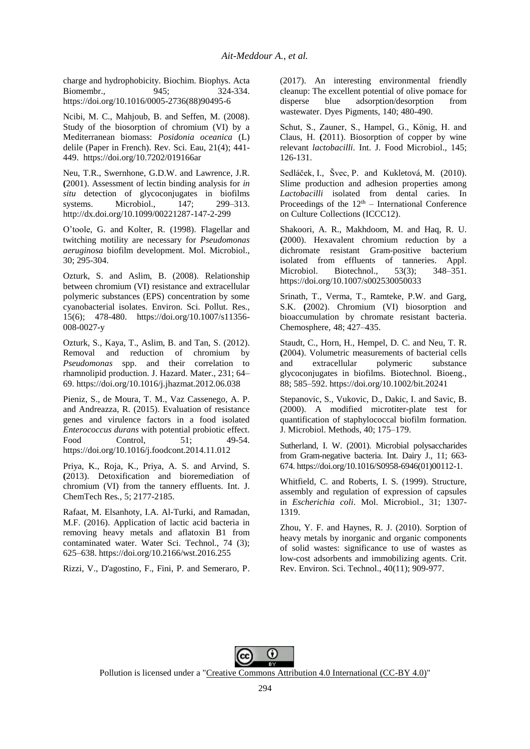charge and hydrophobicity. Biochim. Biophys. Acta Biomembr., 945; 324-334. https://doi.org/10.1016/0005-2736(88)90495-6

Ncibi, M. C., Mahjoub, B. and Seffen, M. (2008). Study of the biosorption of chromium (VI) by a Mediterranean biomass: *Posidonia oceanica* (L) delile (Paper in French). Rev. Sci. Eau, 21(4); 441-449. https://doi.org/10.7202/019166ar

Neu, T.R., Swernhone, G.D.W. and Lawrence, J.R. (2001). Assessment of lectin binding analysis for *in situ* detection of glycoconjugates in biofilms systems. Microbiol., 147; 299–313. http://dx.doi.org/10.1099/00221287-147-2-299

O'toole, G. and Kolter, R. (1998). Flagellar and twitching motility are necessary for *Pseudomonas aeruginosa* biofilm development. Mol. Microbiol., 30; 295-304.

Ozturk, S. and Aslim, B. (2008). Relationship between chromium (VI) resistance and extracellular polymeric substances (EPS) concentration by some cyanobacterial isolates. Environ. Sci. Pollut. Res., 15(6); 478-480. https://doi.org/10.1007/s11356-008-0027-y

Ozturk, S., Kaya, T., Aslim, B. and Tan, S. (2012). Removal and reduction of chromium by *Pseudomonas* spp. and their correlation to rhamnolipid production. J. Hazard. Mater., 231; 64–69. https://doi.org/10.1016/j.jhazmat.2012.06.038

Pieniz, S., de Moura, T. M., Vaz Cassenego, A. P. and Andreazza, R. (2015). Evaluation of resistance genes and virulence factors in a food isolated *Enterococcus durans* with potential probiotic effect. Food Control, 51; 49-54. https://doi.org/10.1016/j.foodcont.2014.11.012

Priya, K., Roja, K., Priya, A. S. and Arvind, S. (2013). Detoxification and bioremediation of chromium (VI) from the tannery effluents. Int. J. ChemTech Res., 5; 2177-2185.

Rafaat, M. Elsanhoty, I.A. Al-Turki, and Ramadan, M.F. (2016). Application of lactic acid bacteria in removing heavy metals and aflatoxin B1 from contaminated water. Water Sci. Technol., 74 (3); 625–638. https://doi.org/10.2166/wst.2016.255

Rizzi, V., D'agostino, F., Fini, P. and Semeraro, P. (2017). An interesting environmental friendly cleanup: The excellent potential of olive pomace for disperse blue adsorption/desorption from wastewater. Dyes Pigments, 140; 480-490.

Schut, S., Zauner, S., Hampel, G., König, H. and Claus, H. (2011). Biosorption of copper by wine relevant *lactobacilli*. Int. J. Food Microbiol., 145; 126-131.

Sedláček, I., Švec, P. and Kukletová, M. (2010). Slime production and adhesion properties among *Lactobacilli* isolated from dental caries. In Proceedings of the 12th – International Conference on Culture Collections (ICCC12).

Shakoori, A. R., Makhdoom, M. and Haq, R. U. (2000). Hexavalent chromium reduction by a dichromate resistant Gram-positive bacterium isolated from effluents of tanneries. Appl. Microbiol. Biotechnol., 53(3); 348–351. https://doi.org/10.1007/s002530050033

Srinath, T., Verma, T., Ramteke, P.W. and Garg, S.K. (2002). Chromium (VI) biosorption and bioaccumulation by chromate resistant bacteria. Chemosphere, 48; 427–435.

Staudt, C., Horn, H., Hempel, D. C. and Neu, T. R. (2004). Volumetric measurements of bacterial cells and extracellular polymeric substance glycoconjugates in biofilms. Biotechnol. Bioeng., 88; 585–592. https://doi.org/10.1002/bit.20241

Stepanovic, S., Vukovic, D., Dakic, I. and Savic, B. (2000). A modified microtiter-plate test for quantification of staphylococcal biofilm formation. J. Microbiol. Methods, 40; 175–179.

Sutherland, I. W. (2001). Microbial polysaccharides from Gram-negative bacteria. Int. Dairy J., 11; 663-674. https://doi.org/10.1016/S0958-6946(01)00112-1.

Whitfield, C. and Roberts, I. S. (1999). Structure, assembly and regulation of expression of capsules in *Escherichia coli*. Mol. Microbiol., 31; 1307-1319.

Zhou, Y. F. and Haynes, R. J. (2010). Sorption of heavy metals by inorganic and organic components of solid wastes: significance to use of wastes as low-cost adsorbents and immobilizing agents. Crit. Rev. Environ. Sci. Technol., 40(11); 909-977.

Pollution is licensed under a "Creative Commons Attribution 4.0 International (CC-BY 4.0)"